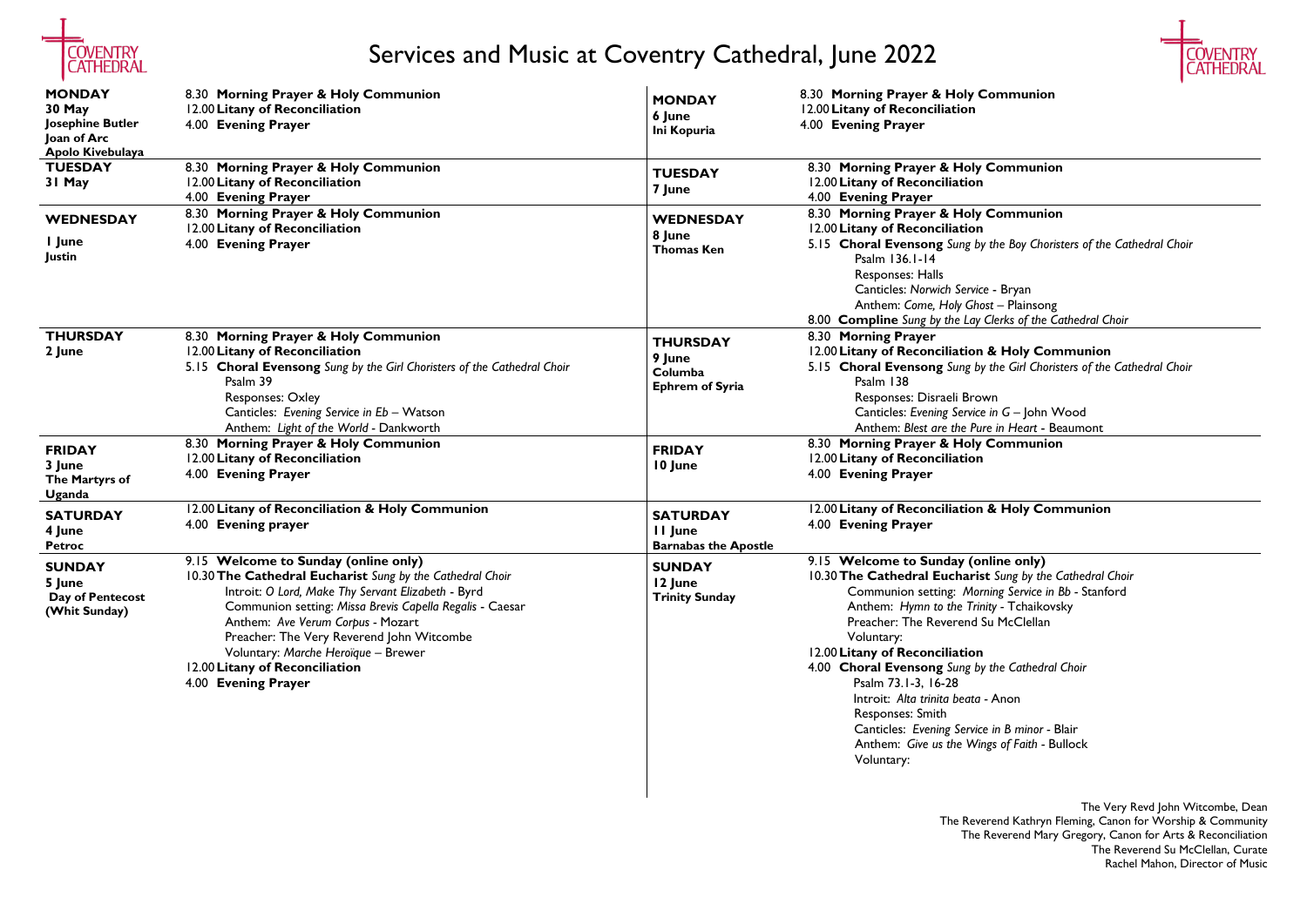# Services and Music at Coventry Cathedral, June 2022

| Day | Services |
|---|---|
| **MONDAY 30 May** Josephine Butler, Joan of Arc, Apolo Kivebulaya | 8.30 **Morning Prayer & Holy Communion**<br>12.00 **Litany of Reconciliation**<br>4.00 **Evening Prayer** |
| **TUESDAY 31 May** | 8.30 **Morning Prayer & Holy Communion**<br>12.00 **Litany of Reconciliation**<br>4.00 **Evening Prayer** |
| **WEDNESDAY 1 June** Justin | 8.30 **Morning Prayer & Holy Communion**<br>12.00 **Litany of Reconciliation**<br>4.00 **Evening Prayer** |
| **THURSDAY 2 June** | 8.30 **Morning Prayer & Holy Communion**<br>12.00 **Litany of Reconciliation**<br>5.15 **Choral Evensong** *Sung by the Girl Choristers of the Cathedral Choir*<br>Psalm 39<br>Responses: Oxley<br>Canticles: *Evening Service in Eb* – Watson<br>Anthem: *Light of the World* - Dankworth |
| **FRIDAY 3 June** The Martyrs of Uganda | 8.30 **Morning Prayer & Holy Communion**<br>12.00 **Litany of Reconciliation**<br>4.00 **Evening Prayer** |
| **SATURDAY 4 June** Petroc | 12.00 **Litany of Reconciliation & Holy Communion**<br>4.00 **Evening prayer** |
| **SUNDAY 5 June** Day of Pentecost (Whit Sunday) | 9.15 **Welcome to Sunday (online only)**<br>10.30 **The Cathedral Eucharist** *Sung by the Cathedral Choir*<br>Introit: *O Lord, Make Thy Servant Elizabeth* - Byrd<br>Communion setting: *Missa Brevis Capella Regalis* - Caesar<br>Anthem: *Ave Verum Corpus* - Mozart<br>Preacher: The Very Reverend John Witcombe<br>Voluntary: *Marche Heroique* – Brewer<br>12.00 **Litany of Reconciliation**<br>4.00 **Evening Prayer** |
| **MONDAY 6 June** Ini Kopuria | 8.30 **Morning Prayer & Holy Communion**<br>12.00 **Litany of Reconciliation**<br>4.00 **Evening Prayer** |
| **TUESDAY 7 June** | 8.30 **Morning Prayer & Holy Communion**<br>12.00 **Litany of Reconciliation**<br>4.00 **Evening Prayer** |
| **WEDNESDAY 8 June** Thomas Ken | 8.30 **Morning Prayer & Holy Communion**<br>12.00 **Litany of Reconciliation**<br>5.15 **Choral Evensong** *Sung by the Boy Choristers of the Cathedral Choir*<br>Psalm 136.1-14<br>Responses: Halls<br>Canticles: *Norwich Service* - Bryan<br>Anthem: *Come, Holy Ghost* – Plainsong<br>8.00 **Compline** *Sung by the Lay Clerks of the Cathedral Choir* |
| **THURSDAY 9 June** Columba, Ephrem of Syria | 8.30 **Morning Prayer**<br>12.00 **Litany of Reconciliation & Holy Communion**<br>5.15 **Choral Evensong** *Sung by the Girl Choristers of the Cathedral Choir*<br>Psalm 138<br>Responses: Disraeli Brown<br>Canticles: *Evening Service in G* – John Wood<br>Anthem: *Blest are the Pure in Heart* - Beaumont |
| **FRIDAY 10 June** | 8.30 **Morning Prayer & Holy Communion**<br>12.00 **Litany of Reconciliation**<br>4.00 **Evening Prayer** |
| **SATURDAY 11 June** Barnabas the Apostle | 12.00 **Litany of Reconciliation & Holy Communion**<br>4.00 **Evening Prayer** |
| **SUNDAY 12 June** Trinity Sunday | 9.15 **Welcome to Sunday (online only)**<br>10.30 **The Cathedral Eucharist** *Sung by the Cathedral Choir*<br>Communion setting: *Morning Service in Bb* - Stanford<br>Anthem: *Hymn to the Trinity* - Tchaikovsky<br>Preacher: The Reverend Su McClellan<br>Voluntary:<br>12.00 **Litany of Reconciliation**<br>4.00 **Choral Evensong** *Sung by the Cathedral Choir*<br>Psalm 73.1-3, 16-28<br>Introit: *Alta trinita beata* - Anon<br>Responses: Smith<br>Canticles: *Evening Service in B minor* - Blair<br>Anthem: *Give us the Wings of Faith* - Bullock<br>Voluntary: |

The Very Revd John Witcombe, Dean
The Reverend Kathryn Fleming, Canon for Worship & Community
The Reverend Mary Gregory, Canon for Arts & Reconciliation
The Reverend Su McClellan, Curate
Rachel Mahon, Director of Music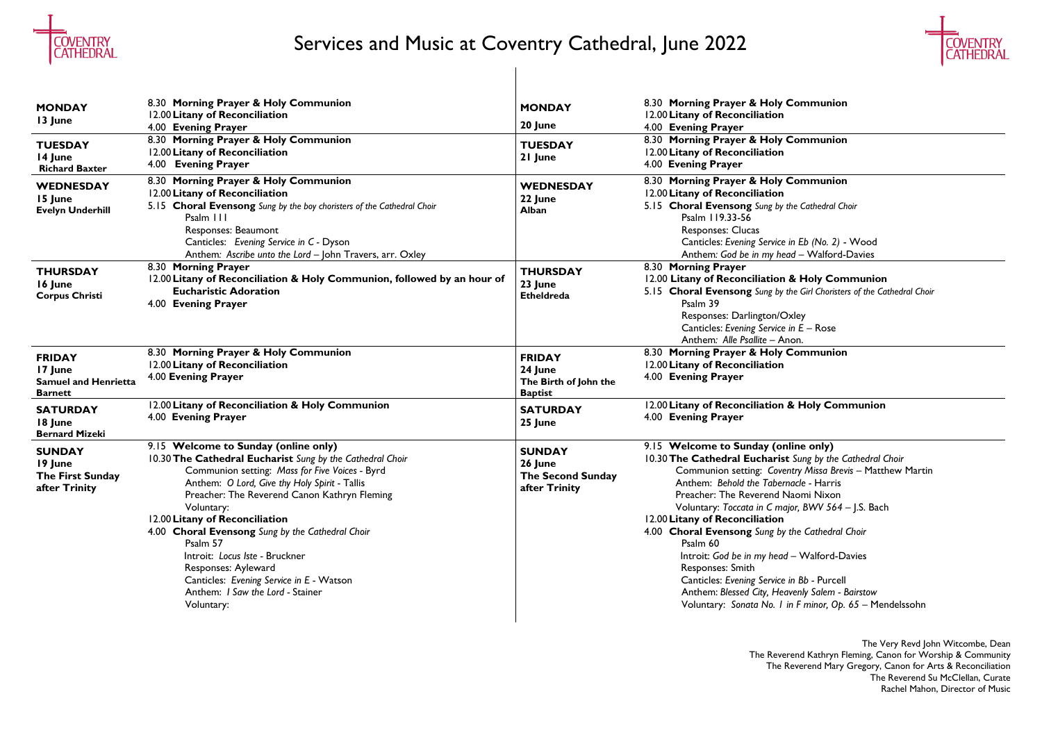# Services and Music at Coventry Cathedral, June 2022

| Day | Services |
|---|---|
| **MONDAY** **13 June** | 8.30 **Morning Prayer & Holy Communion**<br>12.00 **Litany of Reconciliation**<br>4.00 **Evening Prayer** |
| **TUESDAY** **14 June** **Richard Baxter** | 8.30 **Morning Prayer & Holy Communion**<br>12.00 **Litany of Reconciliation**<br>4.00 **Evening Prayer** |
| **WEDNESDAY** **15 June** **Evelyn Underhill** | 8.30 **Morning Prayer & Holy Communion**<br>12.00 **Litany of Reconciliation**<br>5.15 **Choral Evensong** *Sung by the boy choristers of the Cathedral Choir*<br>Psalm 111<br>Responses: Beaumont<br>Canticles: *Evening Service in C* - Dyson<br>Anthem: *Ascribe unto the Lord* – John Travers, arr. Oxley |
| **THURSDAY** **16 June** **Corpus Christi** | 8.30 **Morning Prayer**<br>12.00 **Litany of Reconciliation & Holy Communion, followed by an hour of Eucharistic Adoration**<br>4.00 **Evening Prayer** |
| **FRIDAY** **17 June** **Samuel and Henrietta Barnett** | 8.30 **Morning Prayer & Holy Communion**<br>12.00 **Litany of Reconciliation**<br>4.00 **Evening Prayer** |
| **SATURDAY** **18 June** **Bernard Mizeki** | 12.00 **Litany of Reconciliation & Holy Communion**<br>4.00 **Evening Prayer** |
| **SUNDAY** **19 June** **The First Sunday after Trinity** | 9.15 **Welcome to Sunday (online only)**<br>10.30 **The Cathedral Eucharist** *Sung by the Cathedral Choir*<br>Communion setting: *Mass for Five Voices* - Byrd<br>Anthem: *O Lord, Give thy Holy Spirit* - Tallis<br>Preacher: The Reverend Canon Kathryn Fleming<br>Voluntary:<br>12.00 **Litany of Reconciliation**<br>4.00 **Choral Evensong** *Sung by the Cathedral Choir*<br>Psalm 57<br>Introit: *Locus Iste* - Bruckner<br>Responses: Ayleward<br>Canticles: *Evening Service in E* - Watson<br>Anthem: *I Saw the Lord* - Stainer<br>Voluntary: |
| **MONDAY** **20 June** | 8.30 **Morning Prayer & Holy Communion**<br>12.00 **Litany of Reconciliation**<br>4.00 **Evening Prayer** |
| **TUESDAY** **21 June** | 8.30 **Morning Prayer & Holy Communion**<br>12.00 **Litany of Reconciliation**<br>4.00 **Evening Prayer** |
| **WEDNESDAY** **22 June** **Alban** | 8.30 **Morning Prayer & Holy Communion**<br>12.00 **Litany of Reconciliation**<br>5.15 **Choral Evensong** *Sung by the Cathedral Choir*<br>Psalm 119.33-56<br>Responses: Clucas<br>Canticles: *Evening Service in Eb (No. 2)* - Wood<br>Anthem: *God be in my head* – Walford-Davies |
| **THURSDAY** **23 June** **Etheldreda** | 8.30 **Morning Prayer**<br>12.00 **Litany of Reconciliation & Holy Communion**<br>5.15 **Choral Evensong** *Sung by the Girl Choristers of the Cathedral Choir*<br>Psalm 39<br>Responses: Darlington/Oxley<br>Canticles: *Evening Service in E* – Rose<br>Anthem: *Alle Psallite* – Anon. |
| **FRIDAY** **24 June** **The Birth of John the Baptist** | 8.30 **Morning Prayer & Holy Communion**<br>12.00 **Litany of Reconciliation**<br>4.00 **Evening Prayer** |
| **SATURDAY** **25 June** | 12.00 **Litany of Reconciliation & Holy Communion**<br>4.00 **Evening Prayer** |
| **SUNDAY** **26 June** **The Second Sunday after Trinity** | 9.15 **Welcome to Sunday (online only)**<br>10.30 **The Cathedral Eucharist** *Sung by the Cathedral Choir*<br>Communion setting: *Coventry Missa Brevis* – Matthew Martin<br>Anthem: *Behold the Tabernacle* - Harris<br>Preacher: The Reverend Naomi Nixon<br>Voluntary: *Toccata in C major, BWV 564* – J.S. Bach<br>12.00 **Litany of Reconciliation**<br>4.00 **Choral Evensong** *Sung by the Cathedral Choir*<br>Psalm 60<br>Introit: *God be in my head* – Walford-Davies<br>Responses: Smith<br>Canticles: *Evening Service in Bb* - Purcell<br>Anthem: *Blessed City, Heavenly Salem - Bairstow*<br>Voluntary: *Sonata No. 1 in F minor, Op. 65* – Mendelssohn |

The Very Revd John Witcombe, Dean
The Reverend Kathryn Fleming, Canon for Worship & Community
The Reverend Mary Gregory, Canon for Arts & Reconciliation
The Reverend Su McClellan, Curate
Rachel Mahon, Director of Music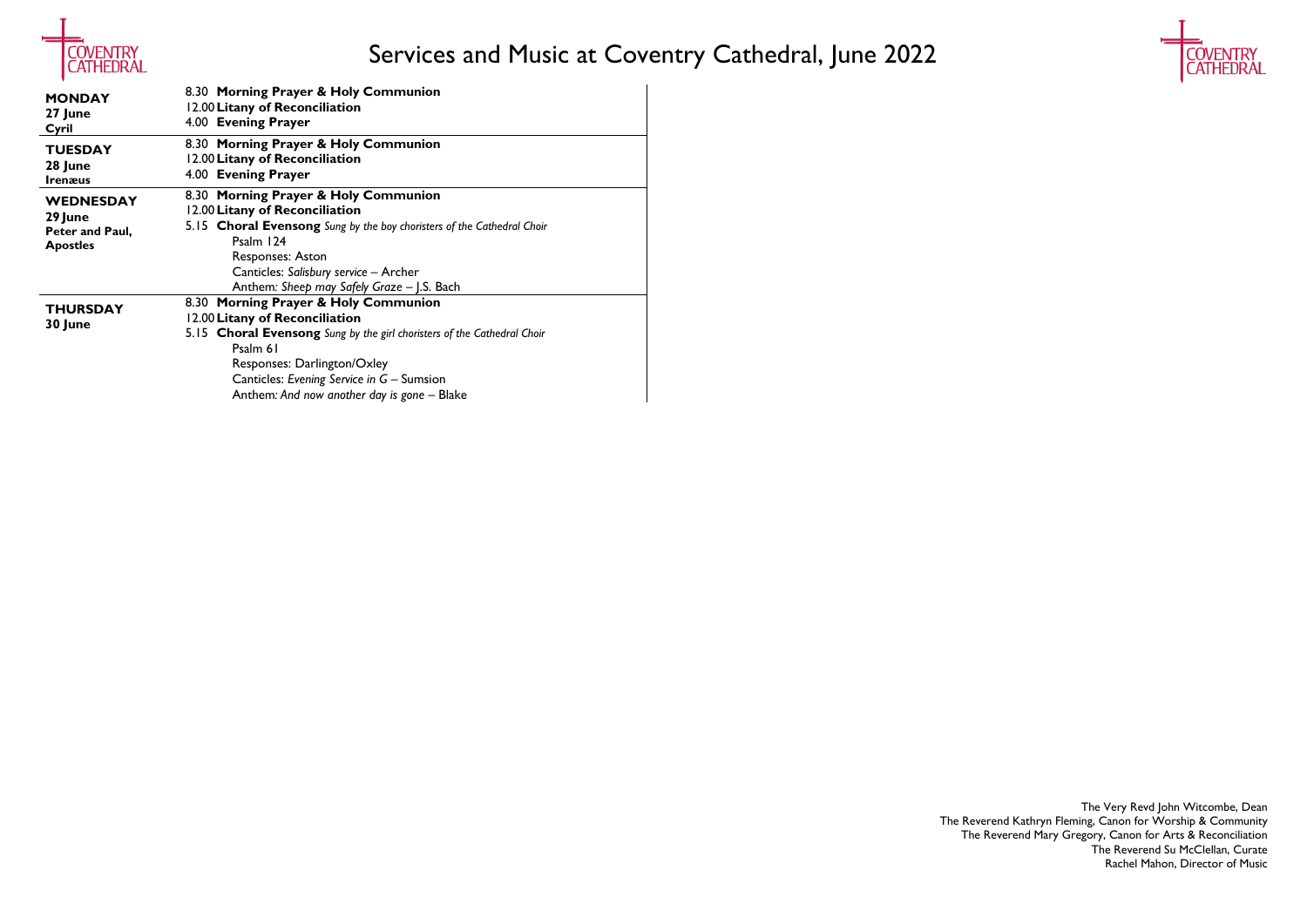# Services and Music at Coventry Cathedral, June 2022

| | |
|---|---|
| **MONDAY**<br>**27 June**<br>**Cyril** | 8.30 **Morning Prayer & Holy Communion**<br>12.00 **Litany of Reconciliation**<br>4.00 **Evening Prayer** |
| **TUESDAY**<br>**28 June**<br>**Irenæus** | 8.30 **Morning Prayer & Holy Communion**<br>12.00 **Litany of Reconciliation**<br>4.00 **Evening Prayer** |
| **WEDNESDAY**<br>**29 June**<br>**Peter and Paul, Apostles** | 8.30 **Morning Prayer & Holy Communion**<br>12.00 **Litany of Reconciliation**<br>5.15 **Choral Evensong** *Sung by the boy choristers of the Cathedral Choir*<br>Psalm 124<br>Responses: Aston<br>Canticles: *Salisbury service* – Archer<br>Anthem: *Sheep may Safely Graze* – J.S. Bach |
| **THURSDAY**<br>**30 June** | 8.30 **Morning Prayer & Holy Communion**<br>12.00 **Litany of Reconciliation**<br>5.15 **Choral Evensong** *Sung by the girl choristers of the Cathedral Choir*<br>Psalm 61<br>Responses: Darlington/Oxley<br>Canticles: *Evening Service in G* – Sumsion<br>Anthem: *And now another day is gone* – Blake |

The Very Revd John Witcombe, Dean
The Reverend Kathryn Fleming, Canon for Worship & Community
The Reverend Mary Gregory, Canon for Arts & Reconciliation
The Reverend Su McClellan, Curate
Rachel Mahon, Director of Music